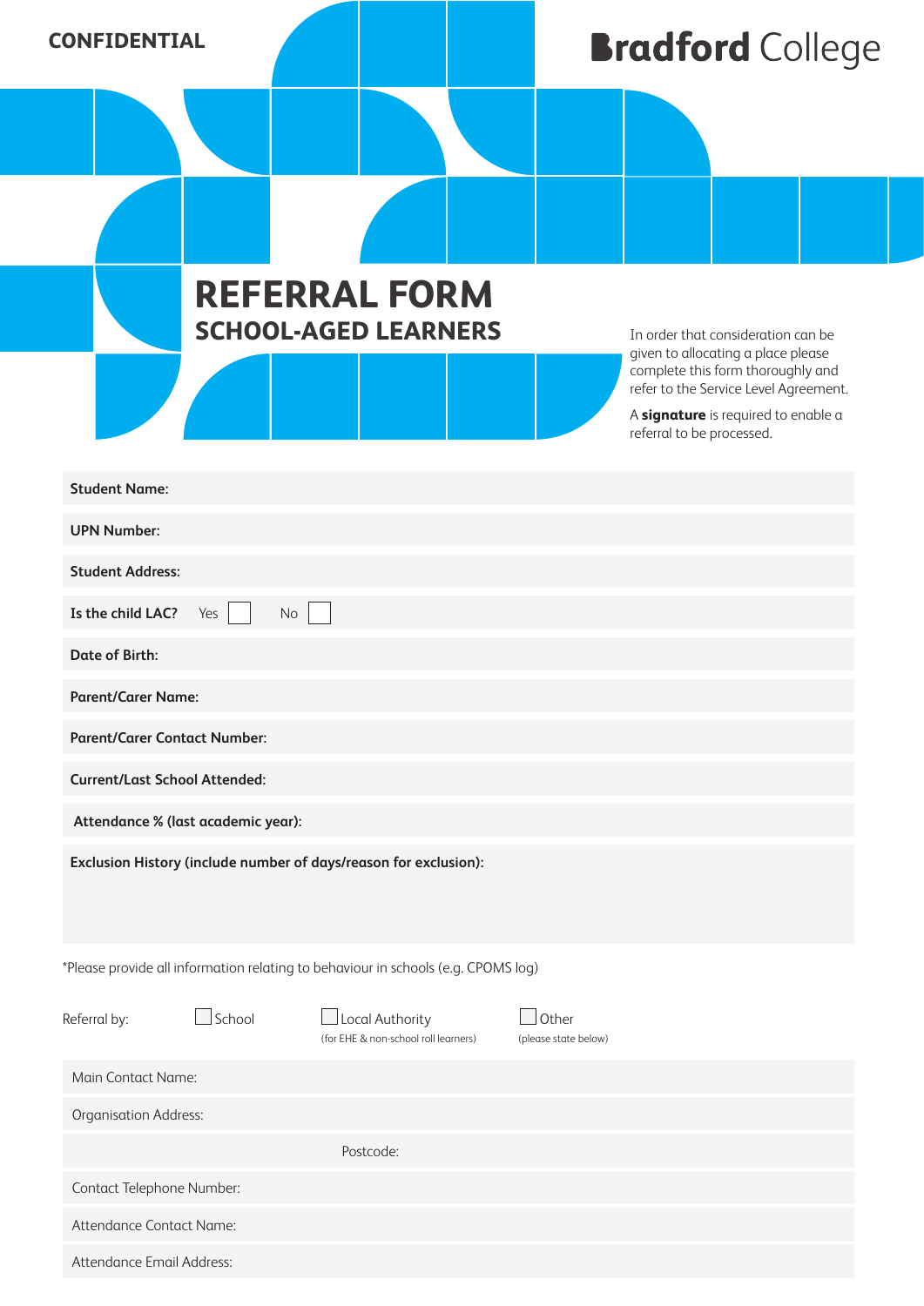**CONFIDENTIAL**

**Bradford College**

# REFERRAL FORM

## SCHOOL-AGED LEARNERS

In order that consideration can be given to allocating a place please complete this form thoroughly and refer to the Service Level Agreement.

A **signature** is required to enable a referral to be processed.

**Student Name:**

**UPN Number:**

**Student Address:**

**Is the child LAC?** Yes ☐ No ☐

**Date of Birth:**

**Parent/Carer Name:**

**Parent/Carer Contact Number:**

**Current/Last School Attended:**

**Attendance % (last academic year):**

**Exclusion History (include number of days/reason for exclusion):**

*Please provide all information relating to behaviour in schools (e.g. CPOMS log)

Referral by: ☐ School ☐ Local Authority (for EHE & non-school roll learners) ☐ Other (please state below)

Main Contact Name:

Organisation Address:

Postcode:

Contact Telephone Number:

Attendance Contact Name:

Attendance Email Address: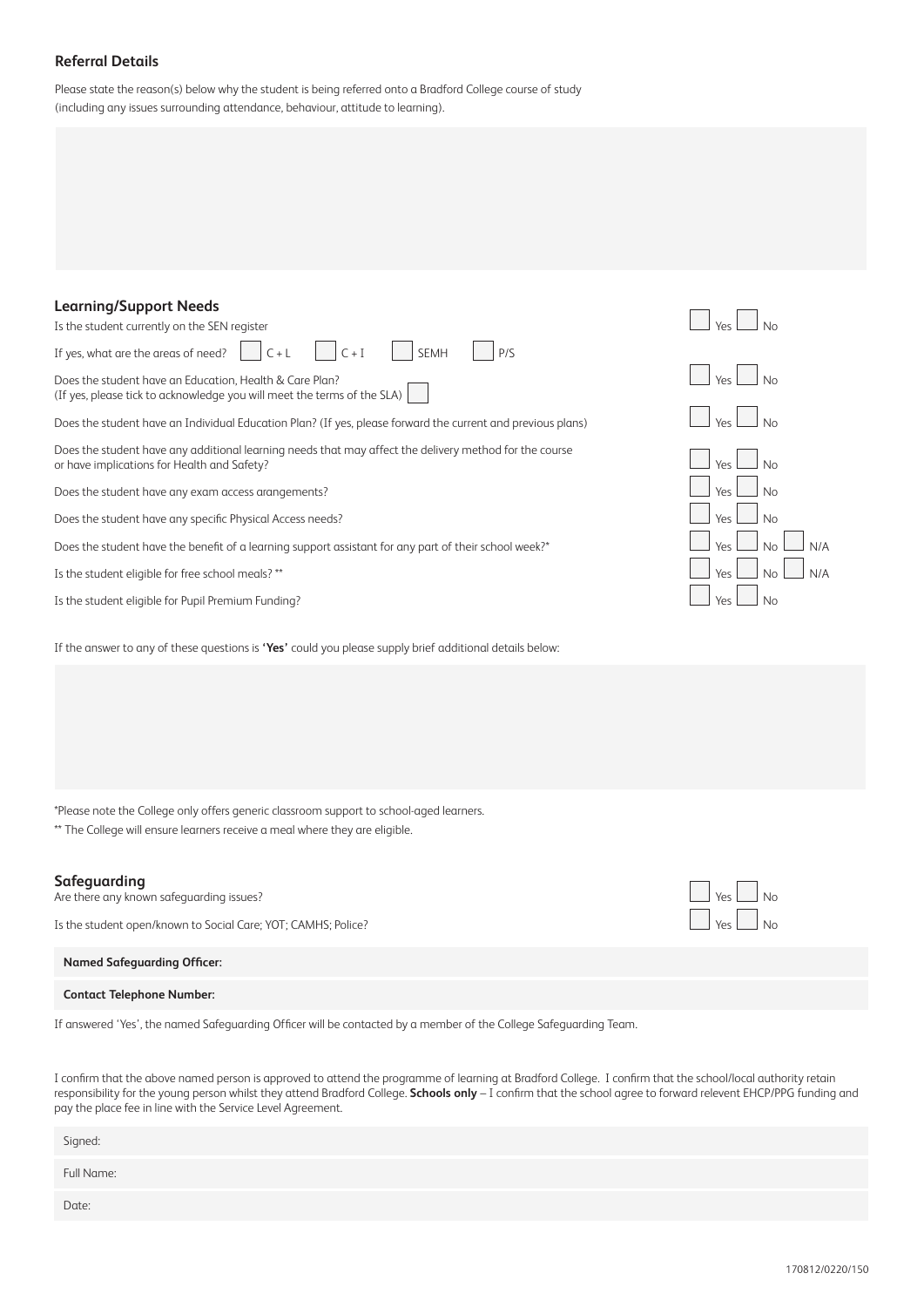### Referral Details

Please state the reason(s) below why the student is being referred onto a Bradford College course of study (including any issues surrounding attendance, behaviour, attitude to learning).

### Learning/Support Needs

Is the student currently on the SEN register ☐ Yes ☐ No

If yes, what are the areas of need? ☐ C + L ☐ C + I ☐ SEMH ☐ P/S

Does the student have an Education, Health & Care Plan? ☐ Yes ☐ No
(If yes, please tick to acknowledge you will meet the terms of the SLA) ☐

Does the student have an Individual Education Plan? (If yes, please forward the current and previous plans) ☐ Yes ☐ No

Does the student have any additional learning needs that may affect the delivery method for the course or have implications for Health and Safety? ☐ Yes ☐ No

Does the student have any exam access arangements? ☐ Yes ☐ No

Does the student have any specific Physical Access needs? ☐ Yes ☐ No

Does the student have the benefit of a learning support assistant for any part of their school week?* ☐ Yes ☐ No ☐ N/A

Is the student eligible for free school meals? ** ☐ Yes ☐ No ☐ N/A

Is the student eligible for Pupil Premium Funding? ☐ Yes ☐ No

If the answer to any of these questions is **'Yes'** could you please supply brief additional details below:

*Please note the College only offers generic classroom support to school-aged learners.

** The College will ensure learners receive a meal where they are eligible.

### Safeguarding

Are there any known safeguarding issues? ☐ Yes ☐ No

Is the student open/known to Social Care; YOT; CAMHS; Police? ☐ Yes ☐ No

**Named Safeguarding Officer:**

**Contact Telephone Number:**

If answered 'Yes', the named Safeguarding Officer will be contacted by a member of the College Safeguarding Team.

I confirm that the above named person is approved to attend the programme of learning at Bradford College. I confirm that the school/local authority retain responsibility for the young person whilst they attend Bradford College. **Schools only** – I confirm that the school agree to forward relevent EHCP/PPG funding and pay the place fee in line with the Service Level Agreement.

Signed:

Full Name:

Date:

170812/0220/150